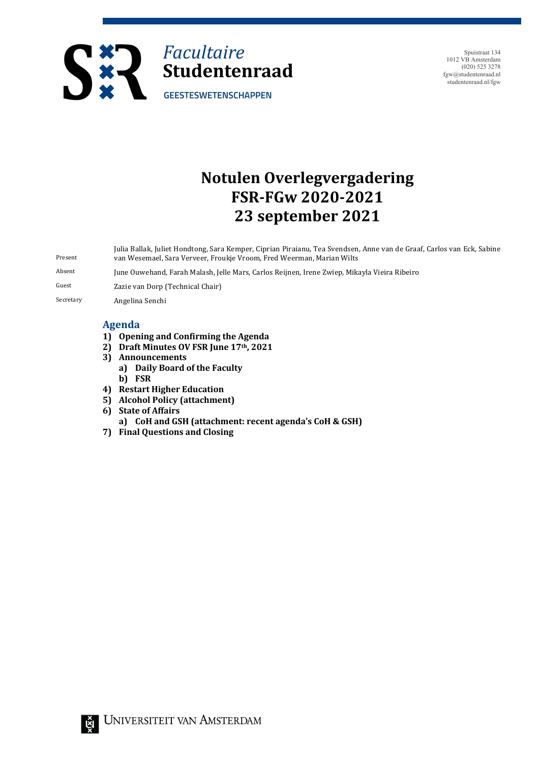Facultaire
**Studentenraad**
GEESTESWETENSCHAPPEN

Spuistraat 134
1012 VB Amsterdam
(020) 525 3278
fgw@studentenraad.nl
studentenraad.nl/fgw

# Notulen Overlegvergadering FSR-FGw 2020-2021
# 23 september 2021

| | |
|---|---|
| Present | Julia Ballak, Juliet Hondtong, Sara Kemper, Ciprian Piraianu, Tea Svendsen, Anne van de Graaf, Carlos van Eck, Sabine van Wesemael, Sara Verveer, Froukje Vroom, Fred Weerman, Marian Wilts |
| Absent | June Ouwehand, Farah Malash, Jelle Mars, Carlos Reijnen, Irene Zwiep, Mikayla Vieira Ribeiro |
| Guest | Zazie van Dorp (Technical Chair) |
| Secretary | Angelina Senchi |

## Agenda

1) **Opening and Confirming the Agenda**
2) **Draft Minutes OV FSR June 17th, 2021**
3) **Announcements**
   a) **Daily Board of the Faculty**
   b) **FSR**
4) **Restart Higher Education**
5) **Alcohol Policy (attachment)**
6) **State of Affairs**
   a) **CoH and GSH (attachment: recent agenda's CoH & GSH)**
7) **Final Questions and Closing**

Universiteit van Amsterdam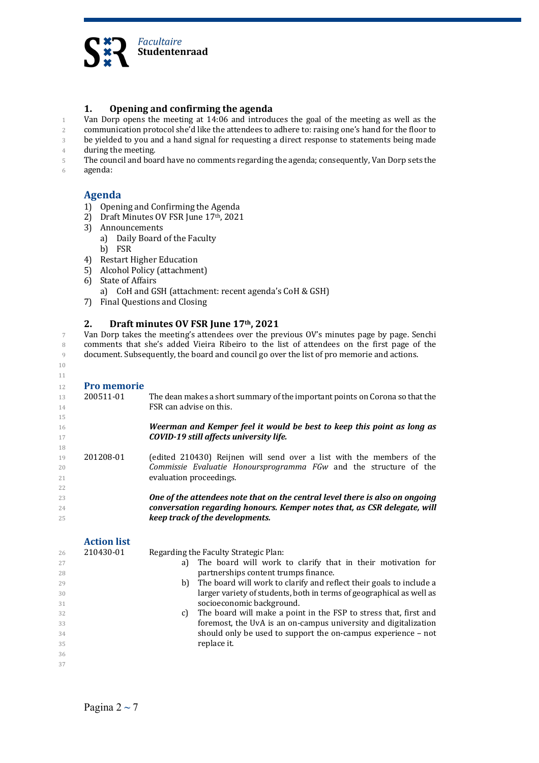## 1. Opening and confirming the agenda

Van Dorp opens the meeting at 14:06 and introduces the goal of the meeting as well as the communication protocol she'd like the attendees to adhere to: raising one's hand for the floor to be yielded to you and a hand signal for requesting a direct response to statements being made during the meeting.

The council and board have no comments regarding the agenda; consequently, Van Dorp sets the agenda:

### Agenda

1) Opening and Confirming the Agenda
2) Draft Minutes OV FSR June 17th, 2021
3) Announcements
   a) Daily Board of the Faculty
   b) FSR
4) Restart Higher Education
5) Alcohol Policy (attachment)
6) State of Affairs
   a) CoH and GSH (attachment: recent agenda's CoH & GSH)
7) Final Questions and Closing

## 2. Draft minutes OV FSR June 17th, 2021

Van Dorp takes the meeting's attendees over the previous OV's minutes page by page. Senchi comments that she's added Vieira Ribeiro to the list of attendees on the first page of the document. Subsequently, the board and council go over the list of pro memorie and actions.

### Pro memorie

**200511-01** The dean makes a short summary of the important points on Corona so that the FSR can advise on this.

***Weerman and Kemper feel it would be best to keep this point as long as COVID-19 still affects university life.***

**201208-01** (edited 210430) Reijnen will send over a list with the members of the *Commissie Evaluatie Honoursprogramma FGw* and the structure of the evaluation proceedings.

***One of the attendees note that on the central level there is also on ongoing conversation regarding honours. Kemper notes that, as CSR delegate, will keep track of the developments.***

### Action list

**210430-01** Regarding the Faculty Strategic Plan:

a) The board will work to clarify that in their motivation for partnerships content trumps finance.
b) The board will work to clarify and reflect their goals to include a larger variety of students, both in terms of geographical as well as socioeconomic background.
c) The board will make a point in the FSP to stress that, first and foremost, the UvA is an on-campus university and digitalization should only be used to support the on-campus experience – not replace it.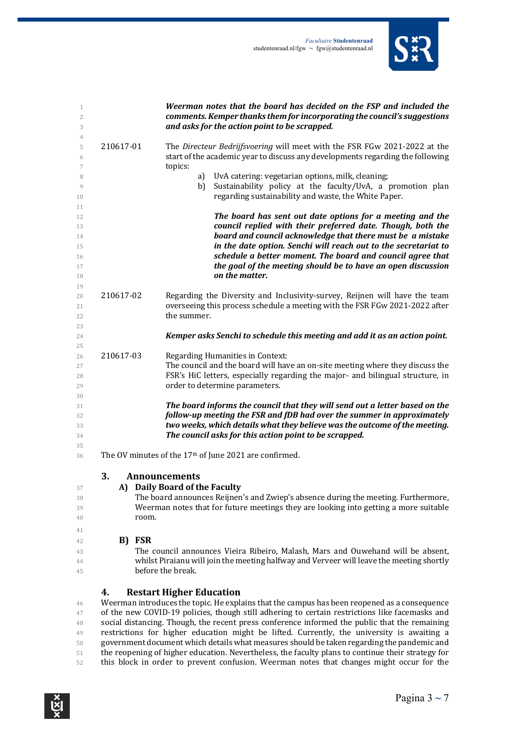***Weerman notes that the board has decided on the FSP and included the comments. Kemper thanks them for incorporating the council's suggestions and asks for the action point to be scrapped.***

210617-01 The *Directeur Bedrijfsvoering* will meet with the FSR FGw 2021-2022 at the start of the academic year to discuss any developments regarding the following topics:

a) UvA catering: vegetarian options, milk, cleaning;
b) Sustainability policy at the faculty/UvA, a promotion plan regarding sustainability and waste, the White Paper.

***The board has sent out date options for a meeting and the council replied with their preferred date. Though, both the board and council acknowledge that there must be a mistake in the date option. Senchi will reach out to the secretariat to schedule a better moment. The board and council agree that the goal of the meeting should be to have an open discussion on the matter.***

210617-02 Regarding the Diversity and Inclusivity-survey, Reijnen will have the team overseeing this process schedule a meeting with the FSR FGw 2021-2022 after the summer.

***Kemper asks Senchi to schedule this meeting and add it as an action point.***

210617-03 Regarding Humanities in Context:
The council and the board will have an on-site meeting where they discuss the FSR's HiC letters, especially regarding the major- and bilingual structure, in order to determine parameters.

***The board informs the council that they will send out a letter based on the follow-up meeting the FSR and fDB had over the summer in approximately two weeks, which details what they believe was the outcome of the meeting. The council asks for this action point to be scrapped.***

The OV minutes of the 17th of June 2021 are confirmed.

## 3. Announcements

### A) Daily Board of the Faculty

The board announces Reijnen's and Zwiep's absence during the meeting. Furthermore, Weerman notes that for future meetings they are looking into getting a more suitable room.

### B) FSR

The council announces Vieira Ribeiro, Malash, Mars and Ouwehand will be absent, whilst Piraianu will join the meeting halfway and Verveer will leave the meeting shortly before the break.

## 4. Restart Higher Education

Weerman introduces the topic. He explains that the campus has been reopened as a consequence of the new COVID-19 policies, though still adhering to certain restrictions like facemasks and social distancing. Though, the recent press conference informed the public that the remaining restrictions for higher education might be lifted. Currently, the university is awaiting a government document which details what measures should be taken regarding the pandemic and the reopening of higher education. Nevertheless, the faculty plans to continue their strategy for this block in order to prevent confusion. Weerman notes that changes might occur for the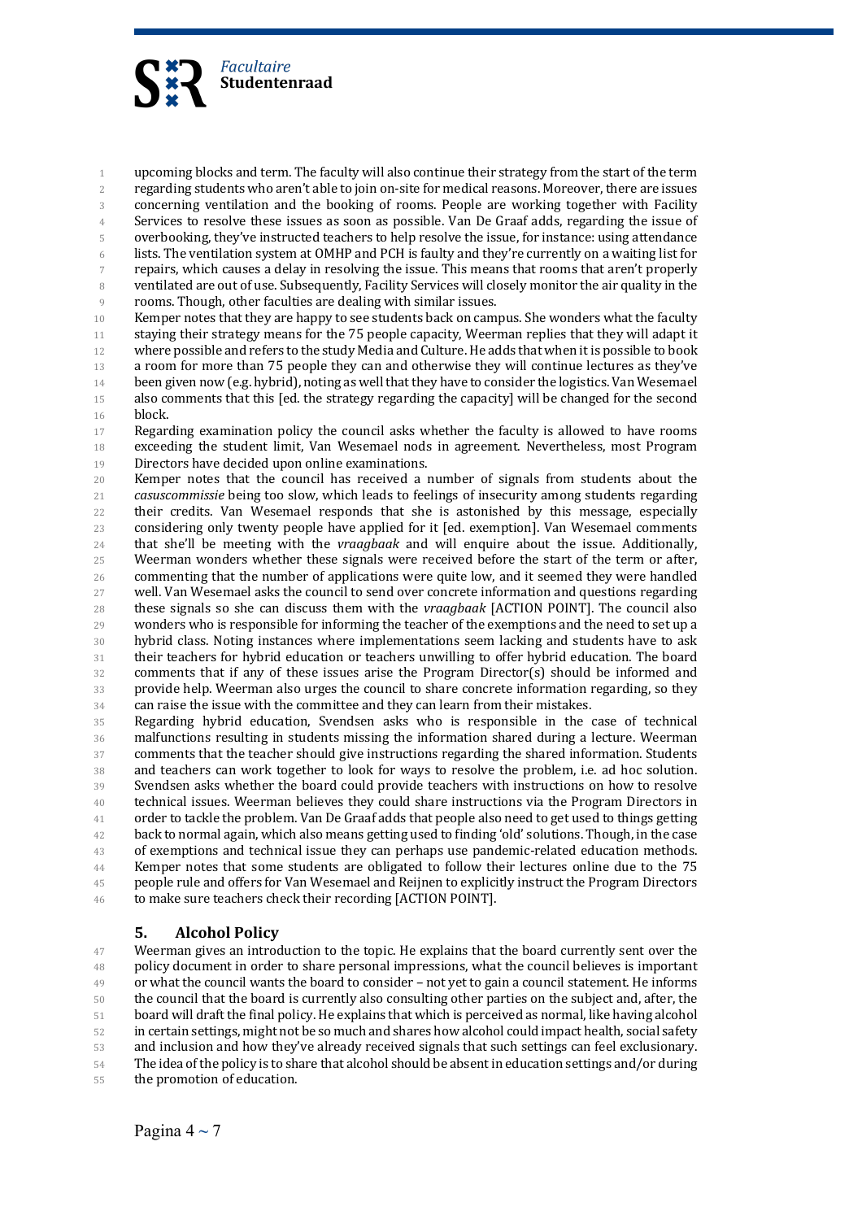upcoming blocks and term. The faculty will also continue their strategy from the start of the term regarding students who aren't able to join on-site for medical reasons. Moreover, there are issues concerning ventilation and the booking of rooms. People are working together with Facility Services to resolve these issues as soon as possible. Van De Graaf adds, regarding the issue of overbooking, they've instructed teachers to help resolve the issue, for instance: using attendance lists. The ventilation system at OMHP and PCH is faulty and they're currently on a waiting list for repairs, which causes a delay in resolving the issue. This means that rooms that aren't properly ventilated are out of use. Subsequently, Facility Services will closely monitor the air quality in the rooms. Though, other faculties are dealing with similar issues.

Kemper notes that they are happy to see students back on campus. She wonders what the faculty staying their strategy means for the 75 people capacity, Weerman replies that they will adapt it where possible and refers to the study Media and Culture. He adds that when it is possible to book a room for more than 75 people they can and otherwise they will continue lectures as they've been given now (e.g. hybrid), noting as well that they have to consider the logistics. Van Wesemael also comments that this [ed. the strategy regarding the capacity] will be changed for the second block.

Regarding examination policy the council asks whether the faculty is allowed to have rooms exceeding the student limit, Van Wesemael nods in agreement. Nevertheless, most Program Directors have decided upon online examinations.

Kemper notes that the council has received a number of signals from students about the *casuscommissie* being too slow, which leads to feelings of insecurity among students regarding their credits. Van Wesemael responds that she is astonished by this message, especially considering only twenty people have applied for it [ed. exemption]. Van Wesemael comments that she'll be meeting with the *vraagbaak* and will enquire about the issue. Additionally, Weerman wonders whether these signals were received before the start of the term or after, commenting that the number of applications were quite low, and it seemed they were handled well. Van Wesemael asks the council to send over concrete information and questions regarding these signals so she can discuss them with the *vraagbaak* [ACTION POINT]. The council also wonders who is responsible for informing the teacher of the exemptions and the need to set up a hybrid class. Noting instances where implementations seem lacking and students have to ask their teachers for hybrid education or teachers unwilling to offer hybrid education. The board comments that if any of these issues arise the Program Director(s) should be informed and provide help. Weerman also urges the council to share concrete information regarding, so they can raise the issue with the committee and they can learn from their mistakes.

Regarding hybrid education, Svendsen asks who is responsible in the case of technical malfunctions resulting in students missing the information shared during a lecture. Weerman comments that the teacher should give instructions regarding the shared information. Students and teachers can work together to look for ways to resolve the problem, i.e. ad hoc solution. Svendsen asks whether the board could provide teachers with instructions on how to resolve technical issues. Weerman believes they could share instructions via the Program Directors in order to tackle the problem. Van De Graaf adds that people also need to get used to things getting back to normal again, which also means getting used to finding 'old' solutions. Though, in the case of exemptions and technical issue they can perhaps use pandemic-related education methods. Kemper notes that some students are obligated to follow their lectures online due to the 75 people rule and offers for Van Wesemael and Reijnen to explicitly instruct the Program Directors to make sure teachers check their recording [ACTION POINT].

## 5. Alcohol Policy

Weerman gives an introduction to the topic. He explains that the board currently sent over the policy document in order to share personal impressions, what the council believes is important or what the council wants the board to consider – not yet to gain a council statement. He informs the council that the board is currently also consulting other parties on the subject and, after, the board will draft the final policy. He explains that which is perceived as normal, like having alcohol in certain settings, might not be so much and shares how alcohol could impact health, social safety and inclusion and how they've already received signals that such settings can feel exclusionary. The idea of the policy is to share that alcohol should be absent in education settings and/or during the promotion of education.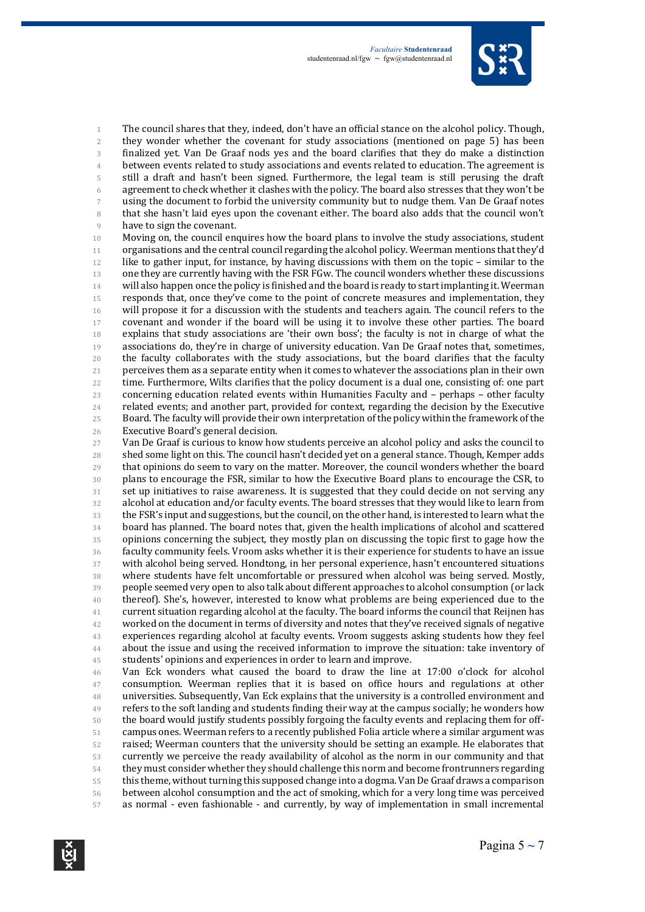The council shares that they, indeed, don't have an official stance on the alcohol policy. Though, they wonder whether the covenant for study associations (mentioned on page 5) has been finalized yet. Van De Graaf nods yes and the board clarifies that they do make a distinction between events related to study associations and events related to education. The agreement is still a draft and hasn't been signed. Furthermore, the legal team is still perusing the draft agreement to check whether it clashes with the policy. The board also stresses that they won't be using the document to forbid the university community but to nudge them. Van De Graaf notes that she hasn't laid eyes upon the covenant either. The board also adds that the council won't have to sign the covenant.

Moving on, the council enquires how the board plans to involve the study associations, student organisations and the central council regarding the alcohol policy. Weerman mentions that they'd like to gather input, for instance, by having discussions with them on the topic – similar to the one they are currently having with the FSR FGw. The council wonders whether these discussions will also happen once the policy is finished and the board is ready to start implanting it. Weerman responds that, once they've come to the point of concrete measures and implementation, they will propose it for a discussion with the students and teachers again. The council refers to the covenant and wonder if the board will be using it to involve these other parties. The board explains that study associations are 'their own boss'; the faculty is not in charge of what the associations do, they're in charge of university education. Van De Graaf notes that, sometimes, the faculty collaborates with the study associations, but the board clarifies that the faculty perceives them as a separate entity when it comes to whatever the associations plan in their own time. Furthermore, Wilts clarifies that the policy document is a dual one, consisting of: one part concerning education related events within Humanities Faculty and – perhaps – other faculty related events; and another part, provided for context, regarding the decision by the Executive Board. The faculty will provide their own interpretation of the policy within the framework of the Executive Board's general decision.

Van De Graaf is curious to know how students perceive an alcohol policy and asks the council to shed some light on this. The council hasn't decided yet on a general stance. Though, Kemper adds that opinions do seem to vary on the matter. Moreover, the council wonders whether the board plans to encourage the FSR, similar to how the Executive Board plans to encourage the CSR, to set up initiatives to raise awareness. It is suggested that they could decide on not serving any alcohol at education and/or faculty events. The board stresses that they would like to learn from the FSR's input and suggestions, but the council, on the other hand, is interested to learn what the board has planned. The board notes that, given the health implications of alcohol and scattered opinions concerning the subject, they mostly plan on discussing the topic first to gage how the faculty community feels. Vroom asks whether it is their experience for students to have an issue with alcohol being served. Hondtong, in her personal experience, hasn't encountered situations where students have felt uncomfortable or pressured when alcohol was being served. Mostly, people seemed very open to also talk about different approaches to alcohol consumption (or lack thereof). She's, however, interested to know what problems are being experienced due to the current situation regarding alcohol at the faculty. The board informs the council that Reijnen has worked on the document in terms of diversity and notes that they've received signals of negative experiences regarding alcohol at faculty events. Vroom suggests asking students how they feel about the issue and using the received information to improve the situation: take inventory of students' opinions and experiences in order to learn and improve.

Van Eck wonders what caused the board to draw the line at 17:00 o'clock for alcohol consumption. Weerman replies that it is based on office hours and regulations at other universities. Subsequently, Van Eck explains that the university is a controlled environment and refers to the soft landing and students finding their way at the campus socially; he wonders how the board would justify students possibly forgoing the faculty events and replacing them for off-campus ones. Weerman refers to a recently published Folia article where a similar argument was raised; Weerman counters that the university should be setting an example. He elaborates that currently we perceive the ready availability of alcohol as the norm in our community and that they must consider whether they should challenge this norm and become frontrunners regarding this theme, without turning this supposed change into a dogma. Van De Graaf draws a comparison between alcohol consumption and the act of smoking, which for a very long time was perceived as normal - even fashionable - and currently, by way of implementation in small incremental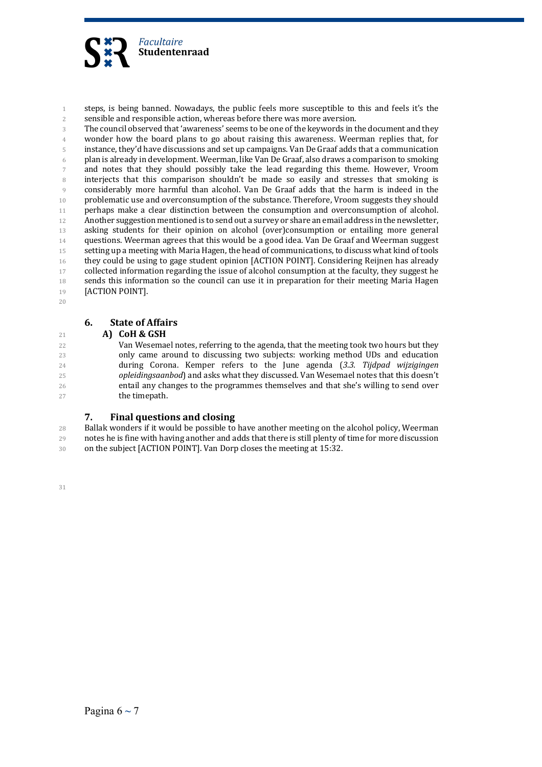steps, is being banned. Nowadays, the public feels more susceptible to this and feels it's the sensible and responsible action, whereas before there was more aversion.
The council observed that 'awareness' seems to be one of the keywords in the document and they wonder how the board plans to go about raising this awareness. Weerman replies that, for instance, they'd have discussions and set up campaigns. Van De Graaf adds that a communication plan is already in development. Weerman, like Van De Graaf, also draws a comparison to smoking and notes that they should possibly take the lead regarding this theme. However, Vroom interjects that this comparison shouldn't be made so easily and stresses that smoking is considerably more harmful than alcohol. Van De Graaf adds that the harm is indeed in the problematic use and overconsumption of the substance. Therefore, Vroom suggests they should perhaps make a clear distinction between the consumption and overconsumption of alcohol. Another suggestion mentioned is to send out a survey or share an email address in the newsletter, asking students for their opinion on alcohol (over)consumption or entailing more general questions. Weerman agrees that this would be a good idea. Van De Graaf and Weerman suggest setting up a meeting with Maria Hagen, the head of communications, to discuss what kind of tools they could be using to gage student opinion [ACTION POINT]. Considering Reijnen has already collected information regarding the issue of alcohol consumption at the faculty, they suggest he sends this information so the council can use it in preparation for their meeting Maria Hagen [ACTION POINT].

## 6. State of Affairs

### A) CoH & GSH

Van Wesemael notes, referring to the agenda, that the meeting took two hours but they only came around to discussing two subjects: working method UDs and education during Corona. Kemper refers to the June agenda (*3.3. Tijdpad wijzigingen opleidingsaanbod*) and asks what they discussed. Van Wesemael notes that this doesn't entail any changes to the programmes themselves and that she's willing to send over the timepath.

## 7. Final questions and closing

Ballak wonders if it would be possible to have another meeting on the alcohol policy, Weerman notes he is fine with having another and adds that there is still plenty of time for more discussion on the subject [ACTION POINT]. Van Dorp closes the meeting at 15:32.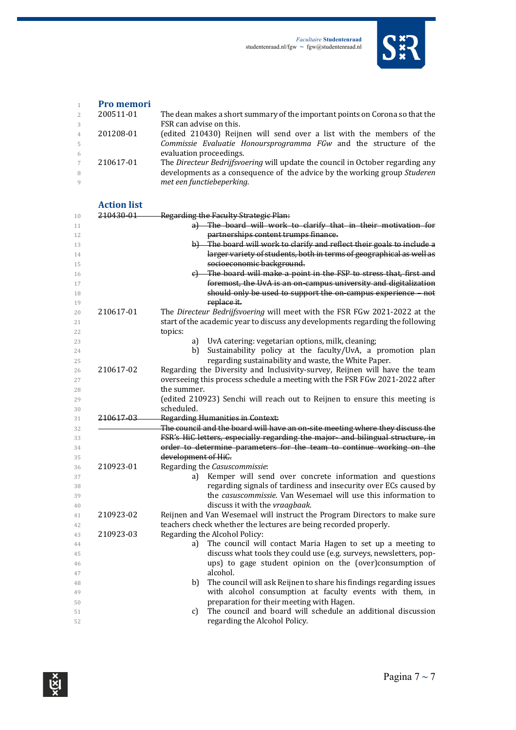## Pro memori

| | |
|---|---|
| 200511-01 | The dean makes a short summary of the important points on Corona so that the FSR can advise on this. |
| 201208-01 | (edited 210430) Reijnen will send over a list with the members of the *Commissie Evaluatie Honoursprogramma FGw* and the structure of the evaluation proceedings. |
| 210617-01 | The *Directeur Bedrijfsvoering* will update the council in October regarding any developments as a consequence of the advice by the working group *Studeren met een functiebeperking*. |

## Action list

~~210430-01 Regarding the Faculty Strategic Plan:~~

- ~~a) The board will work to clarify that in their motivation for partnerships content trumps finance.~~
- ~~b) The board will work to clarify and reflect their goals to include a larger variety of students, both in terms of geographical as well as socioeconomic background.~~
- ~~c) The board will make a point in the FSP to stress that, first and foremost, the UvA is an on-campus university and digitalization should only be used to support the on-campus experience – not replace it.~~

210617-01 The *Directeur Bedrijfsvoering* will meet with the FSR FGw 2021-2022 at the start of the academic year to discuss any developments regarding the following topics:

- a) UvA catering: vegetarian options, milk, cleaning;
- b) Sustainability policy at the faculty/UvA, a promotion plan regarding sustainability and waste, the White Paper.

210617-02 Regarding the Diversity and Inclusivity-survey, Reijnen will have the team overseeing this process schedule a meeting with the FSR FGw 2021-2022 after the summer.
(edited 210923) Senchi will reach out to Reijnen to ensure this meeting is scheduled.

~~210617-03 Regarding Humanities in Context:~~
~~The council and the board will have an on-site meeting where they discuss the FSR's HiC letters, especially regarding the major- and bilingual structure, in order to determine parameters for the team to continue working on the development of HiC.~~

210923-01 Regarding the *Casuscommissie*:

- a) Kemper will send over concrete information and questions regarding signals of tardiness and insecurity over ECs caused by the *casuscommissie*. Van Wesemael will use this information to discuss it with the *vraagbaak*.

210923-02 Reijnen and Van Wesemael will instruct the Program Directors to make sure teachers check whether the lectures are being recorded properly.

210923-03 Regarding the Alcohol Policy:

- a) The council will contact Maria Hagen to set up a meeting to discuss what tools they could use (e.g. surveys, newsletters, pop-ups) to gage student opinion on the (over)consumption of alcohol.
- b) The council will ask Reijnen to share his findings regarding issues with alcohol consumption at faculty events with them, in preparation for their meeting with Hagen.
- c) The council and board will schedule an additional discussion regarding the Alcohol Policy.